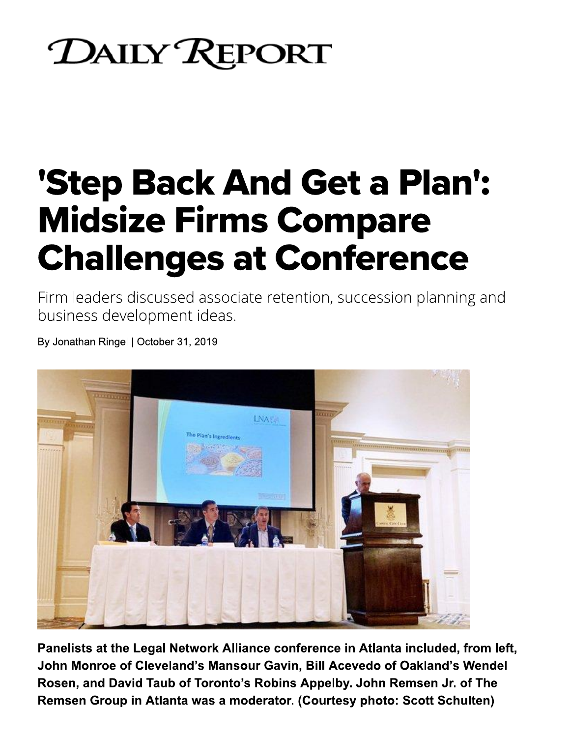DAILY REPORT

# 'Step Back And Get a Plan': Midsize Firms Compare Challenges at Conference

Firm leaders discussed associate retention, succession planning and business development ideas.

By Jonathan Ringel | October 31, 2019

**Panelists at the Legal Network Alliance conference in Atlanta included, from left, John Monroe of Cleveland's Mansour Gavin, Bill Acevedo of Oakland's Wendel Rosen, and David Taub of Toronto's Robins Appelby. John Remsen Jr. of The Remsen Group in Atlanta was a moderator. (Courtesy photo: Scott Schulten)**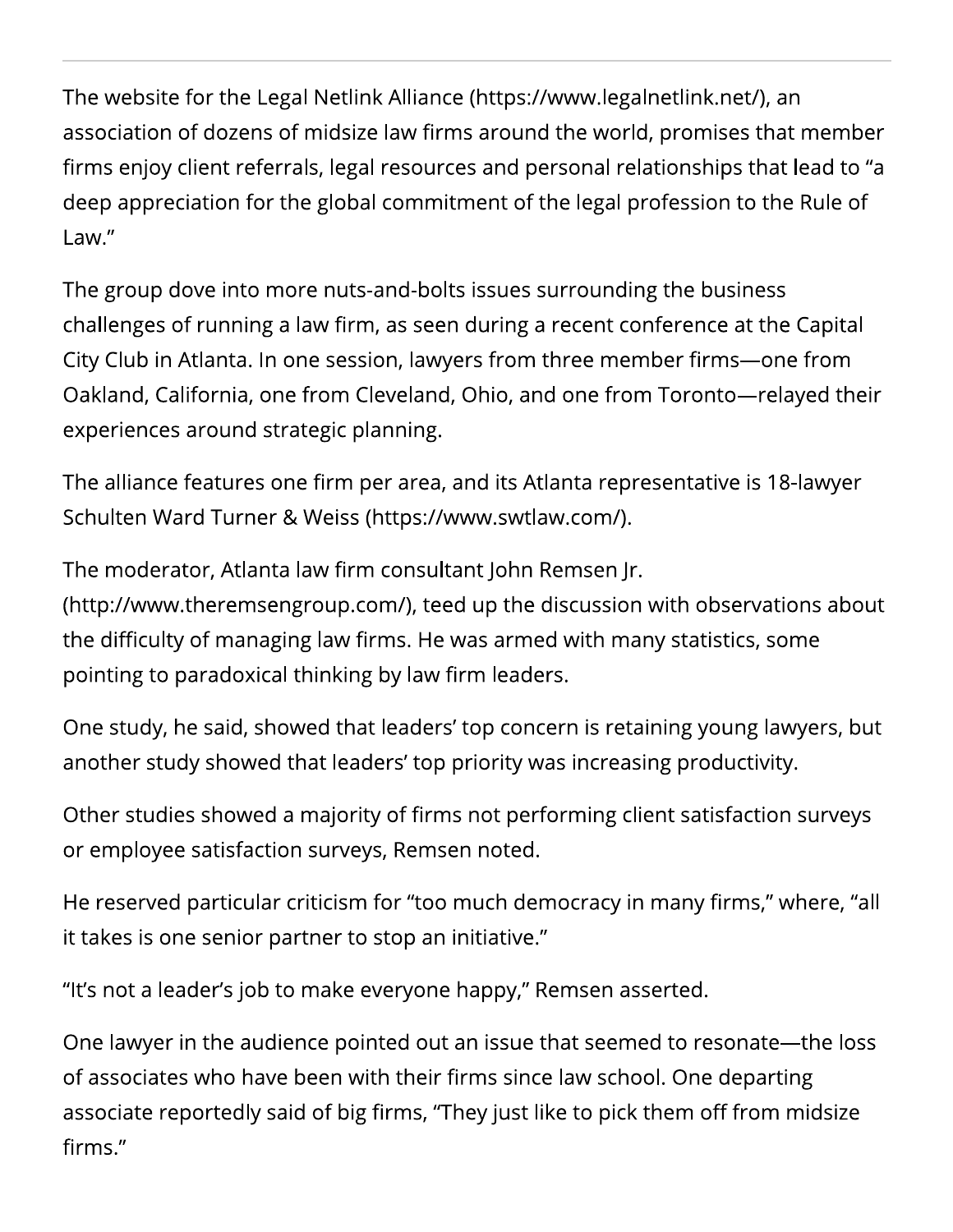The website for the Legal Netlink Alliance (https://www.legalnetlink.net/), an association of dozens of midsize law firms around the world, promises that member firms enjoy client referrals, legal resources and personal relationships that lead to "a deep appreciation for the global commitment of the legal profession to the Rule of Law."

The group dove into more nuts-and-bolts issues surrounding the business challenges of running a law firm, as seen during a recent conference at the Capital City Club in Atlanta. In one session, lawyers from three member firms—one from Oakland, California, one from Cleveland, Ohio, and one from Toronto—relayed their experiences around strategic planning.

The alliance features one firm per area, and its Atlanta representative is 18-lawyer Schulten Ward Turner & Weiss (https://www.swtlaw.com/).

The moderator, Atlanta law firm consultant John Remsen Jr. (http://www.theremsengroup.com/), teed up the discussion with observations about the difficulty of managing law firms. He was armed with many statistics, some pointing to paradoxical thinking by law firm leaders.

One study, he said, showed that leaders' top concern is retaining young lawyers, but another study showed that leaders' top priority was increasing productivity.

Other studies showed a majority of firms not performing client satisfaction surveys or employee satisfaction surveys, Remsen noted.

He reserved particular criticism for "too much democracy in many firms," where, "all it takes is one senior partner to stop an initiative."

"It's not a leader's job to make everyone happy," Remsen asserted.

One lawyer in the audience pointed out an issue that seemed to resonate—the loss of associates who have been with their firms since law school. One departing associate reportedly said of big firms, "They just like to pick them off from midsize firms."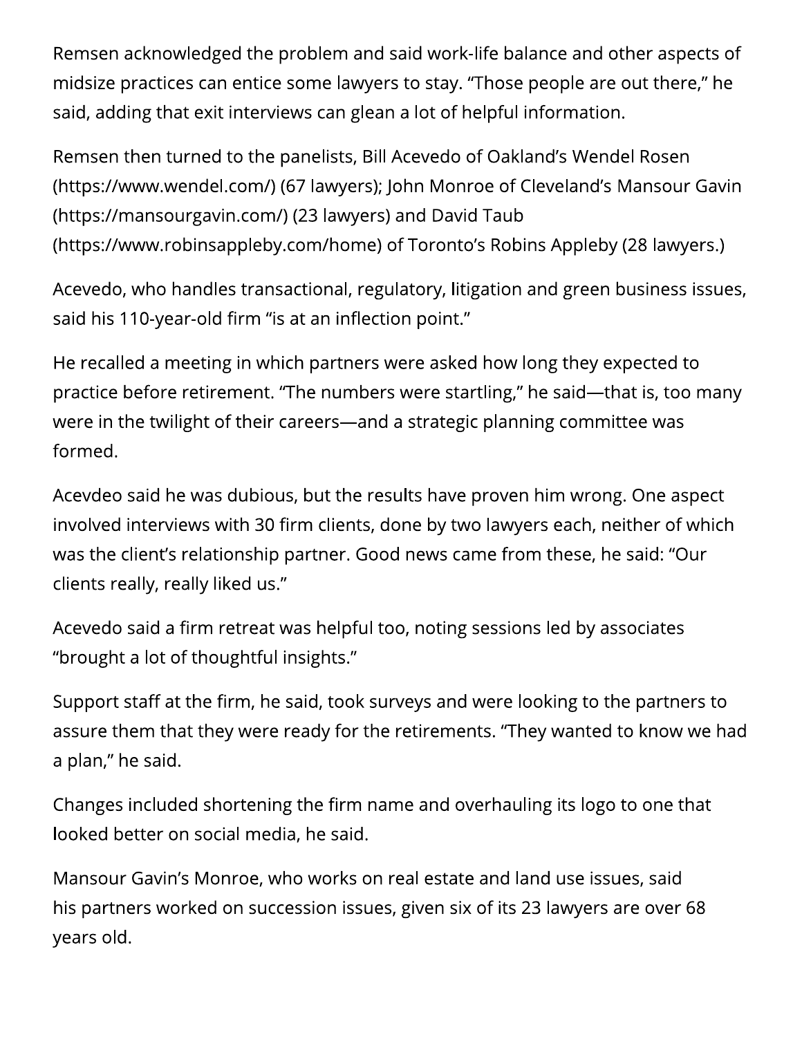Remsen acknowledged the problem and said work-life balance and other aspects of midsize practices can entice some lawyers to stay. “Those people are out there,” he said, adding that exit interviews can glean a lot of helpful information.

Remsen then turned to the panelists, Bill Acevedo of Oakland’s Wendel Rosen (https://www.wendel.com/) (67 lawyers); John Monroe of Cleveland’s Mansour Gavin (https://mansourgavin.com/) (23 lawyers) and David Taub (https://www.robinsappleby.com/home) of Toronto’s Robins Appleby (28 lawyers.)

Acevedo, who handles transactional, regulatory, litigation and green business issues, said his 110-year-old firm “is at an inflection point.”

He recalled a meeting in which partners were asked how long they expected to practice before retirement. “The numbers were startling,” he said—that is, too many were in the twilight of their careers—and a strategic planning committee was formed.

Acevdeo said he was dubious, but the results have proven him wrong. One aspect involved interviews with 30 firm clients, done by two lawyers each, neither of which was the client’s relationship partner. Good news came from these, he said: “Our clients really, really liked us.”

Acevedo said a firm retreat was helpful too, noting sessions led by associates “brought a lot of thoughtful insights.”

Support staff at the firm, he said, took surveys and were looking to the partners to assure them that they were ready for the retirements. “They wanted to know we had a plan,” he said.

Changes included shortening the firm name and overhauling its logo to one that looked better on social media, he said.

Mansour Gavin’s Monroe, who works on real estate and land use issues, said his partners worked on succession issues, given six of its 23 lawyers are over 68 years old.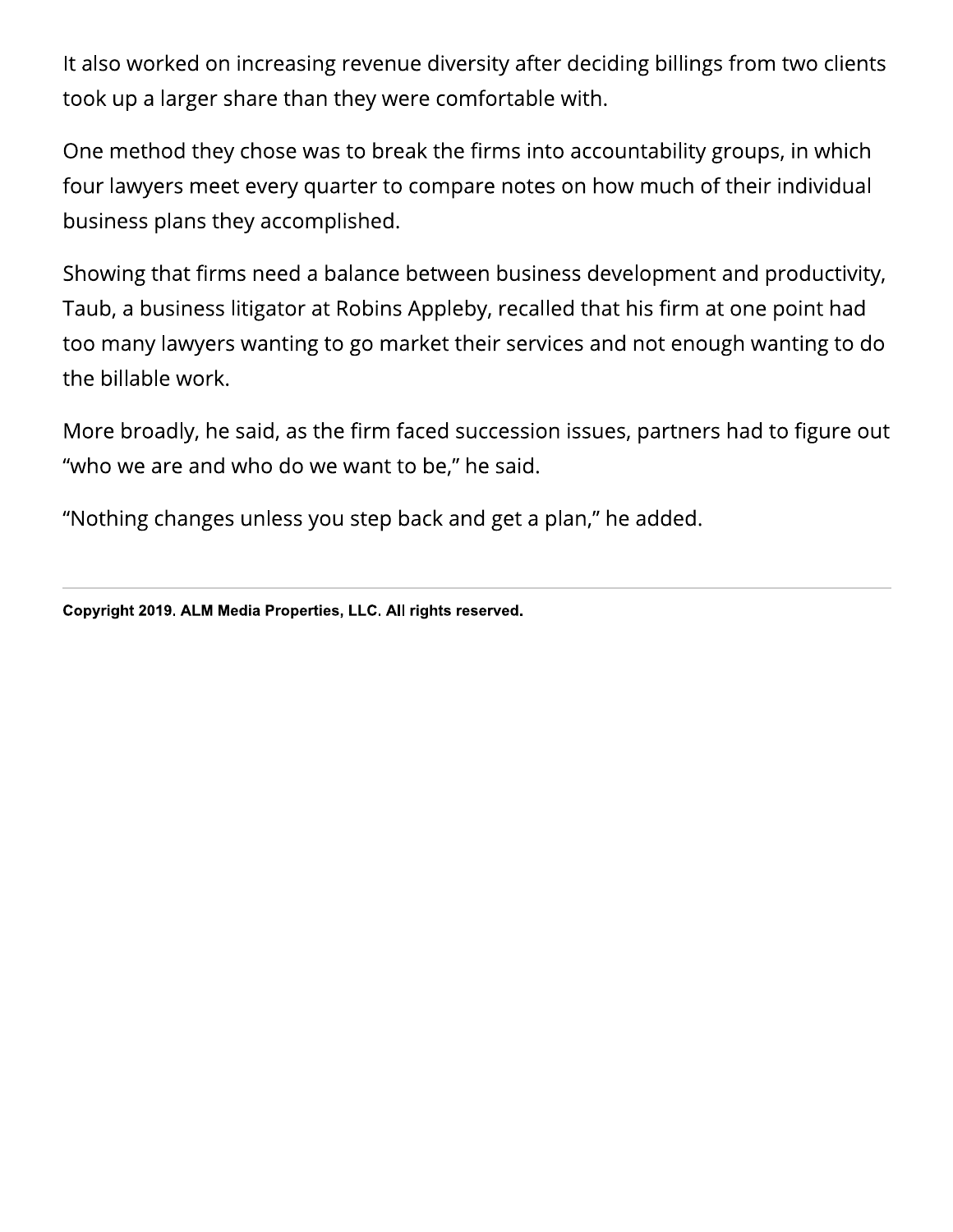It also worked on increasing revenue diversity after deciding billings from two clients took up a larger share than they were comfortable with.

One method they chose was to break the firms into accountability groups, in which four lawyers meet every quarter to compare notes on how much of their individual business plans they accomplished.

Showing that firms need a balance between business development and productivity, Taub, a business litigator at Robins Appleby, recalled that his firm at one point had too many lawyers wanting to go market their services and not enough wanting to do the billable work.

More broadly, he said, as the firm faced succession issues, partners had to figure out "who we are and who do we want to be," he said.

"Nothing changes unless you step back and get a plan," he added.

---

**Copyright 2019. ALM Media Properties, LLC. All rights reserved.**